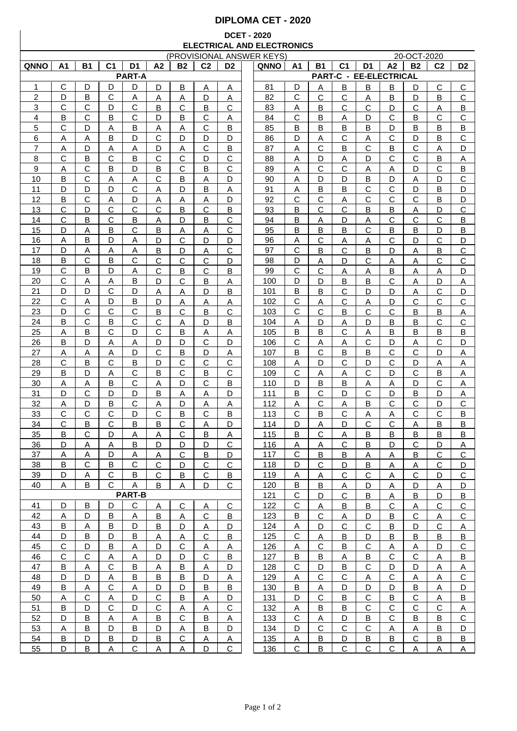# DIPLOMA CET - 2020

## DCET - 2020

## ELECTRICAL AND ELECTRONICS

(PROVISIONAL ANSWER KEYS) 20-OCT-2020

| QNNO | A1 | B1 | C1 | D1 | A2 | B2 | C2 | D2 |
|---|---|---|---|---|---|---|---|---|
| **PART-A** | | | | | | | | |
| 1 | C | D | D | D | D | B | A | A |
| 2 | D | B | C | A | A | A | D | A |
| 3 | C | C | D | C | B | C | B | C |
| 4 | B | C | B | C | D | B | C | A |
| 5 | C | D | A | B | A | A | C | B |
| 6 | A | A | B | D | C | D | D | D |
| 7 | A | D | A | A | D | A | C | B |
| 8 | C | B | C | B | C | C | D | C |
| 9 | A | C | B | D | B | C | B | C |
| 10 | B | C | A | A | C | B | A | D |
| 11 | D | D | D | C | A | D | B | A |
| 12 | B | C | A | D | A | A | A | D |
| 13 | C | D | C | C | C | B | C | B |
| 14 | C | B | C | B | A | D | B | C |
| 15 | D | A | B | C | B | A | A | C |
| 16 | A | B | D | A | D | C | D | D |
| 17 | D | A | A | A | B | D | A | C |
| 18 | B | C | B | C | C | C | C | D |
| 19 | C | B | D | A | C | B | C | B |
| 20 | C | A | A | B | D | C | B | A |
| 21 | D | D | C | D | A | A | D | B |
| 22 | C | A | D | B | D | A | A | A |
| 23 | D | C | C | C | B | C | B | C |
| 24 | B | C | B | C | C | A | D | B |
| 25 | A | B | C | D | C | B | A | A |
| 26 | B | D | A | A | D | D | C | D |
| 27 | A | A | A | D | C | B | D | A |
| 28 | C | B | C | B | D | C | C | C |
| 29 | B | D | A | C | B | C | B | C |
| 30 | A | A | B | C | A | D | C | B |
| 31 | D | C | D | D | B | A | A | D |
| 32 | A | D | B | C | A | D | A | A |
| 33 | C | C | C | D | C | B | C | B |
| 34 | C | B | C | B | B | C | A | D |
| 35 | B | C | D | A | A | C | B | A |
| 36 | D | A | A | B | D | D | D | C |
| 37 | A | A | D | A | A | C | B | D |
| 38 | B | C | B | C | C | D | C | C |
| 39 | D | A | C | B | C | B | C | B |
| 40 | A | B | C | A | B | A | D | C |
| **PART-B** | | | | | | | | |
| 41 | D | B | D | C | A | C | A | C |
| 42 | A | D | B | A | B | A | C | B |
| 43 | B | A | B | D | B | D | A | D |
| 44 | D | B | D | B | A | A | C | B |
| 45 | C | D | B | A | D | C | A | A |
| 46 | C | C | A | A | D | D | C | B |
| 47 | B | A | C | B | A | B | A | D |
| 48 | D | D | A | B | B | B | D | A |
| 49 | B | A | C | A | D | D | B | B |
| 50 | A | C | A | D | C | B | A | D |
| 51 | B | D | C | D | C | A | A | C |
| 52 | D | B | A | A | B | C | B | A |
| 53 | A | B | D | B | D | A | B | D |
| 54 | B | D | B | D | B | C | A | A |
| 55 | D | B | A | C | A | A | D | C |

| QNNO | A1 | B1 | C1 | D1 | A2 | B2 | C2 | D2 |
|---|---|---|---|---|---|---|---|---|
| **PART-C - EE-ELECTRICAL** | | | | | | | | |
| 81 | D | A | B | B | B | D | C | C |
| 82 | C | C | C | A | B | D | B | C |
| 83 | A | B | C | C | D | C | A | B |
| 84 | C | B | A | D | C | B | C | C |
| 85 | B | B | B | B | D | B | B | B |
| 86 | D | A | C | A | C | D | B | C |
| 87 | A | C | B | C | B | C | A | D |
| 88 | A | D | A | D | C | C | B | A |
| 89 | A | C | C | A | A | D | C | B |
| 90 | A | D | D | B | D | A | D | C |
| 91 | A | B | B | C | C | D | B | D |
| 92 | C | C | A | C | C | C | B | D |
| 93 | B | C | C | B | B | A | D | C |
| 94 | B | A | D | A | C | C | C | B |
| 95 | B | B | B | C | B | B | D | B |
| 96 | A | C | A | A | C | D | C | D |
| 97 | C | B | C | B | D | A | B | C |
| 98 | D | A | D | C | A | A | C | C |
| 99 | C | C | A | A | B | A | A | D |
| 100 | D | D | B | B | C | A | D | A |
| 101 | B | B | C | D | D | A | C | D |
| 102 | C | A | C | A | D | C | C | C |
| 103 | C | C | B | C | C | B | B | A |
| 104 | A | D | A | D | B | B | C | C |
| 105 | B | B | C | A | B | B | B | B |
| 106 | C | A | A | C | D | A | C | D |
| 107 | B | C | B | B | C | C | D | A |
| 108 | A | D | C | D | C | D | A | A |
| 109 | C | A | A | C | D | C | B | A |
| 110 | D | B | B | A | A | D | C | A |
| 111 | B | C | D | C | D | B | D | A |
| 112 | A | C | A | B | C | C | D | C |
| 113 | C | B | C | A | A | C | C | B |
| 114 | D | A | D | C | C | A | B | B |
| 115 | B | C | A | B | B | B | B | B |
| 116 | A | A | C | B | D | C | D | A |
| 117 | C | B | B | A | A | B | C | C |
| 118 | D | C | D | B | A | A | C | D |
| 119 | A | A | C | C | A | C | D | C |
| 120 | B | B | A | D | A | D | A | D |
| 121 | C | D | C | B | A | B | D | B |
| 122 | C | A | B | B | C | A | C | C |
| 123 | B | C | A | D | B | C | A | C |
| 124 | A | D | C | C | B | D | C | A |
| 125 | C | A | B | D | B | B | B | B |
| 126 | A | C | B | C | A | A | D | C |
| 127 | B | B | A | B | C | C | A | B |
| 128 | C | D | B | C | D | D | A | A |
| 129 | A | C | C | A | C | A | A | C |
| 130 | B | A | D | D | D | B | A | D |
| 131 | D | C | B | C | B | C | A | B |
| 132 | A | B | B | C | C | C | C | A |
| 133 | C | A | D | B | C | B | B | C |
| 134 | D | C | C | C | A | A | B | D |
| 135 | A | B | D | B | B | C | B | B |
| 136 | C | B | C | C | C | A | A | A |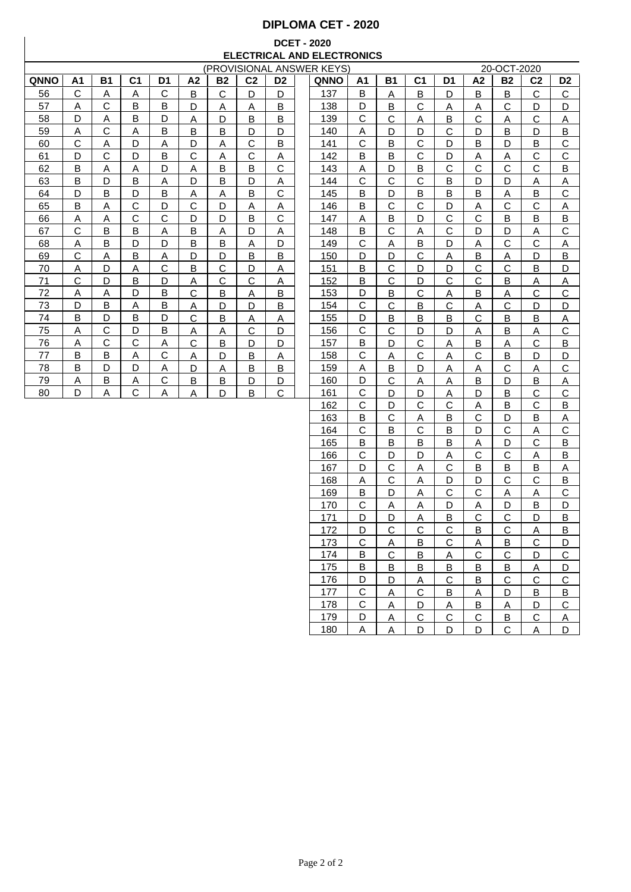# DIPLOMA CET - 2020

## DCET - 2020
## ELECTRICAL AND ELECTRONICS

(PROVISIONAL ANSWER KEYS) 20-OCT-2020

| QNNO | A1 | B1 | C1 | D1 | A2 | B2 | C2 | D2 |
|---|---|---|---|---|---|---|---|---|
| 56 | C | A | A | C | B | C | D | D |
| 57 | A | C | B | B | D | A | A | B |
| 58 | D | A | B | D | A | D | B | B |
| 59 | A | C | A | B | B | B | D | D |
| 60 | C | A | D | A | D | A | C | B |
| 61 | D | C | D | B | C | A | C | A |
| 62 | B | A | A | D | A | B | B | C |
| 63 | B | D | B | A | D | B | D | A |
| 64 | D | B | D | B | A | A | B | C |
| 65 | B | A | C | D | C | D | A | A |
| 66 | A | A | C | C | D | D | B | C |
| 67 | C | B | B | A | B | A | D | A |
| 68 | A | B | D | D | B | B | A | D |
| 69 | C | A | B | A | D | D | B | B |
| 70 | A | D | A | C | B | C | D | A |
| 71 | C | D | B | D | A | C | C | A |
| 72 | A | A | D | B | C | B | A | B |
| 73 | D | B | A | B | A | D | D | B |
| 74 | B | D | B | D | C | B | A | A |
| 75 | A | C | D | B | A | A | C | D |
| 76 | A | C | C | A | C | B | D | D |
| 77 | B | B | A | C | A | D | B | A |
| 78 | B | D | D | A | D | A | B | B |
| 79 | A | B | A | C | B | B | D | D |
| 80 | D | A | C | A | A | D | B | C |
| 137 | B | A | B | D | B | B | C | C |
| 138 | D | B | C | A | A | C | D | D |
| 139 | C | C | A | B | C | A | C | A |
| 140 | A | D | D | C | D | B | D | B |
| 141 | C | B | C | D | B | D | B | C |
| 142 | B | B | C | D | A | A | C | C |
| 143 | A | D | B | C | C | C | C | B |
| 144 | C | C | C | B | D | D | A | A |
| 145 | B | D | B | B | B | A | B | C |
| 146 | B | C | C | D | A | C | C | A |
| 147 | A | B | D | C | C | B | B | B |
| 148 | B | C | A | C | D | D | A | C |
| 149 | C | A | B | D | A | C | C | A |
| 150 | D | D | C | A | B | A | D | B |
| 151 | B | C | D | D | C | C | B | D |
| 152 | B | C | D | C | C | B | A | A |
| 153 | D | B | C | A | B | A | C | C |
| 154 | C | C | B | C | A | C | D | D |
| 155 | D | B | B | B | C | B | B | A |
| 156 | C | C | D | D | A | B | A | C |
| 157 | B | D | C | A | B | A | C | B |
| 158 | C | A | C | A | C | B | D | D |
| 159 | A | B | D | A | A | C | A | C |
| 160 | D | C | A | A | B | D | B | A |
| 161 | C | D | D | A | D | B | C | C |
| 162 | C | D | C | C | A | B | C | B |
| 163 | B | C | A | B | C | D | B | A |
| 164 | C | B | C | B | D | C | A | C |
| 165 | B | B | B | B | A | D | C | B |
| 166 | C | D | D | A | C | C | A | B |
| 167 | D | C | A | C | B | B | B | A |
| 168 | A | C | A | D | D | C | C | B |
| 169 | B | D | A | C | C | A | A | C |
| 170 | C | A | A | D | A | D | B | D |
| 171 | D | D | A | B | C | C | D | B |
| 172 | D | C | C | C | B | C | A | B |
| 173 | C | A | B | C | A | B | C | D |
| 174 | B | C | B | A | C | C | D | C |
| 175 | B | B | B | B | B | B | A | D |
| 176 | D | D | A | C | B | C | C | C |
| 177 | C | A | C | B | A | D | B | B |
| 178 | C | A | D | A | B | A | D | C |
| 179 | D | A | C | C | C | B | C | A |
| 180 | A | A | D | D | D | C | A | D |